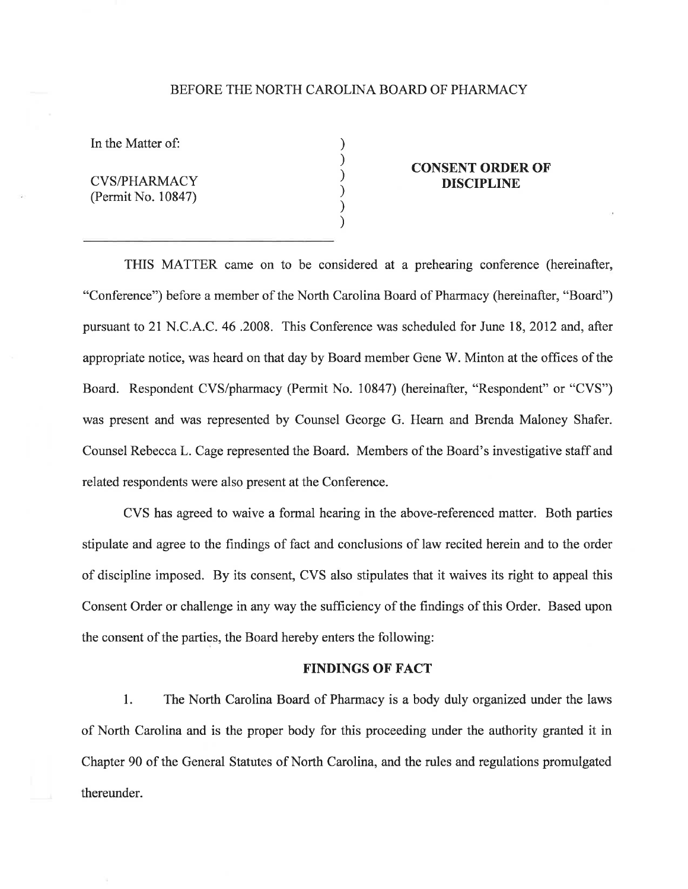BEFORE THE NORTH CAROLINA BOARD OF PHARMACY

In the Matter of:

CVS/PHARMACY
(Permit No. 10847)

**CONSENT ORDER OF DISCIPLINE**

THIS MATTER came on to be considered at a prehearing conference (hereinafter, "Conference") before a member of the North Carolina Board of Pharmacy (hereinafter, "Board") pursuant to 21 N.C.A.C. 46 .2008. This Conference was scheduled for June 18, 2012 and, after appropriate notice, was heard on that day by Board member Gene W. Minton at the offices of the Board. Respondent CVS/pharmacy (Permit No. 10847) (hereinafter, "Respondent" or "CVS") was present and was represented by Counsel George G. Hearn and Brenda Maloney Shafer. Counsel Rebecca L. Cage represented the Board. Members of the Board's investigative staff and related respondents were also present at the Conference.

CVS has agreed to waive a formal hearing in the above-referenced matter. Both parties stipulate and agree to the findings of fact and conclusions of law recited herein and to the order of discipline imposed. By its consent, CVS also stipulates that it waives its right to appeal this Consent Order or challenge in any way the sufficiency of the findings of this Order. Based upon the consent of the parties, the Board hereby enters the following:

## FINDINGS OF FACT

1. The North Carolina Board of Pharmacy is a body duly organized under the laws of North Carolina and is the proper body for this proceeding under the authority granted it in Chapter 90 of the General Statutes of North Carolina, and the rules and regulations promulgated thereunder.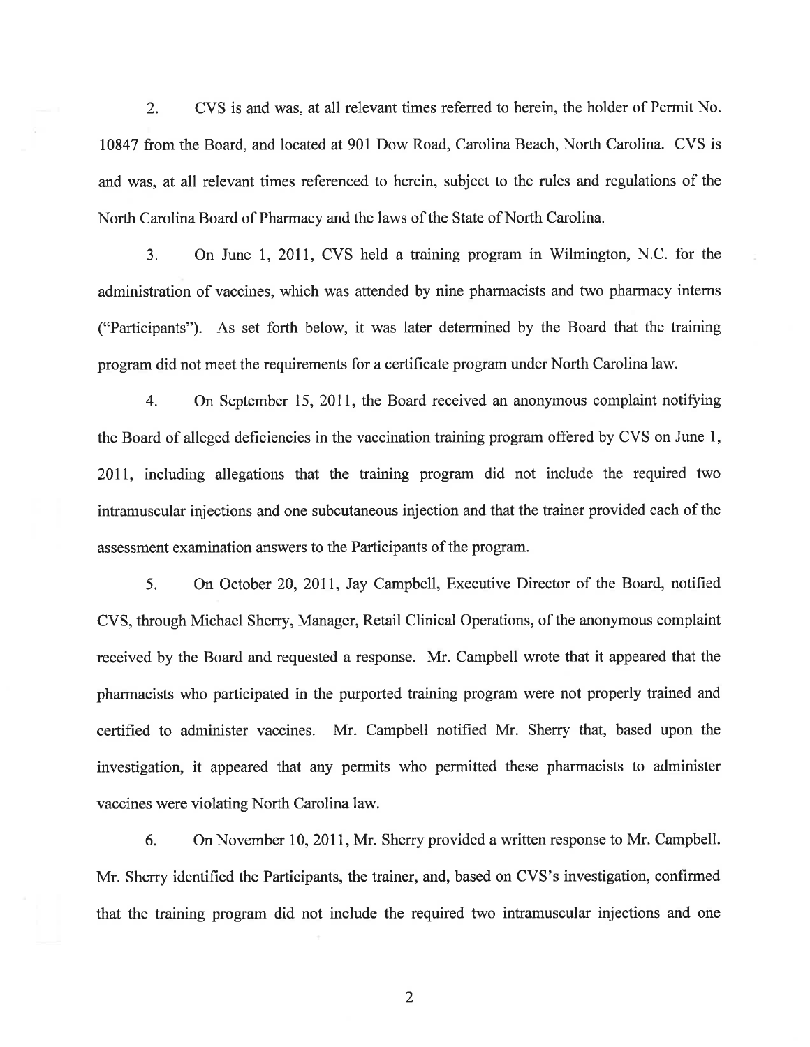2. CVS is and was, at all relevant times referred to herein, the holder of Permit No. 10847 from the Board, and located at 901 Dow Road, Carolina Beach, North Carolina. CVS is and was, at all relevant times referenced to herein, subject to the rules and regulations of the North Carolina Board of Pharmacy and the laws of the State of North Carolina.

3. On June 1, 2011, CVS held a training program in Wilmington, N.C. for the administration of vaccines, which was attended by nine pharmacists and two pharmacy interns ("Participants"). As set forth below, it was later determined by the Board that the training program did not meet the requirements for a certificate program under North Carolina law.

4. On September 15, 2011, the Board received an anonymous complaint notifying the Board of alleged deficiencies in the vaccination training program offered by CVS on June 1, 2011, including allegations that the training program did not include the required two intramuscular injections and one subcutaneous injection and that the trainer provided each of the assessment examination answers to the Participants of the program.

5. On October 20, 2011, Jay Campbell, Executive Director of the Board, notified CVS, through Michael Sherry, Manager, Retail Clinical Operations, of the anonymous complaint received by the Board and requested a response. Mr. Campbell wrote that it appeared that the pharmacists who participated in the purported training program were not properly trained and certified to administer vaccines. Mr. Campbell notified Mr. Sherry that, based upon the investigation, it appeared that any permits who permitted these pharmacists to administer vaccines were violating North Carolina law.

6. On November 10, 2011, Mr. Sherry provided a written response to Mr. Campbell. Mr. Sherry identified the Participants, the trainer, and, based on CVS's investigation, confirmed that the training program did not include the required two intramuscular injections and one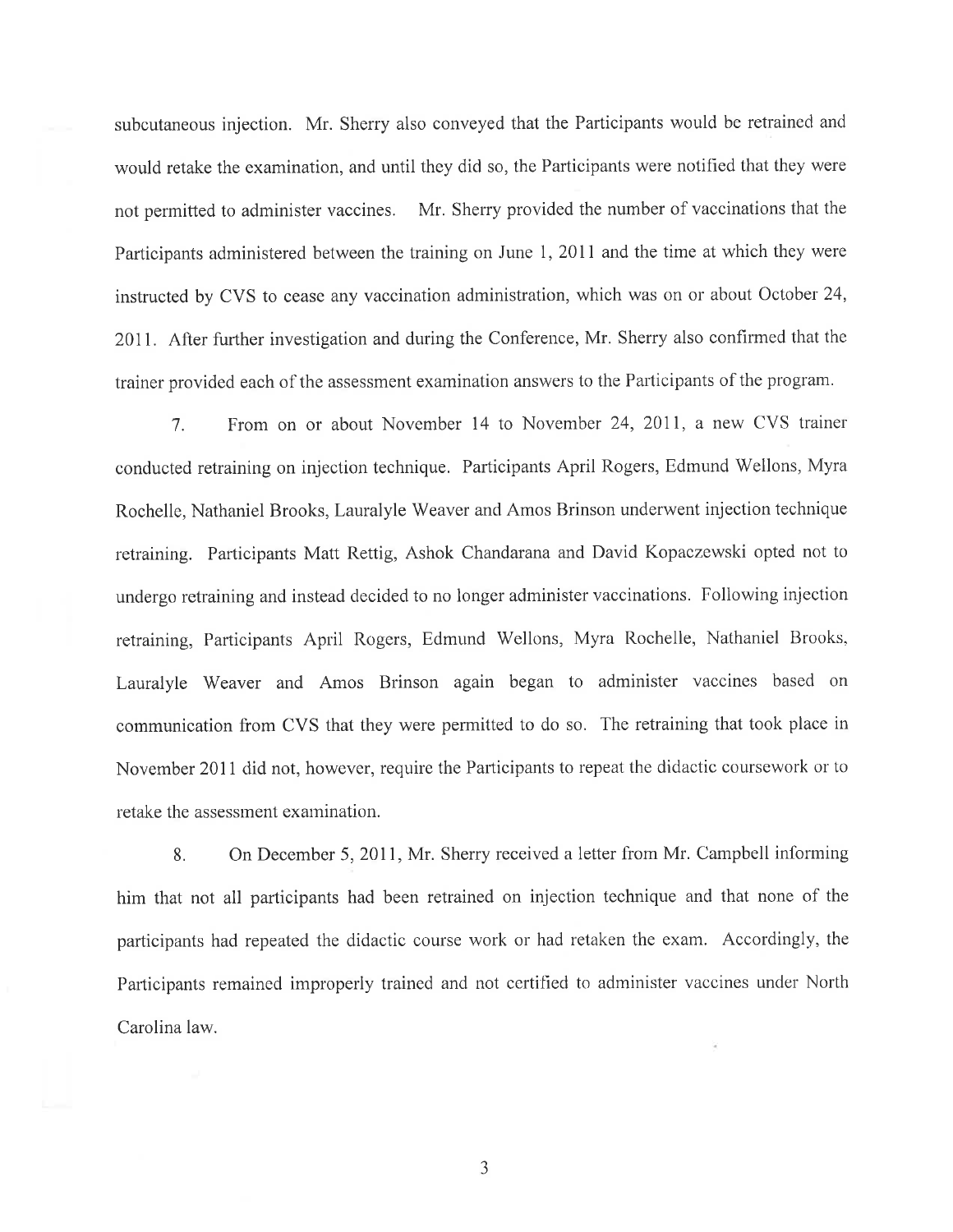subcutaneous injection. Mr. Sherry also conveyed that the Participants would be retrained and would retake the examination, and until they did so, the Participants were notified that they were not permitted to administer vaccines. Mr. Sherry provided the number of vaccinations that the Participants administered between the training on June 1, 2011 and the time at which they were instructed by CVS to cease any vaccination administration, which was on or about October 24, 2011. After further investigation and during the Conference, Mr. Sherry also confirmed that the trainer provided each of the assessment examination answers to the Participants of the program.

7. From on or about November 14 to November 24, 2011, a new CVS trainer conducted retraining on injection technique. Participants April Rogers, Edmund Wellons, Myra Rochelle, Nathaniel Brooks, Lauralyle Weaver and Amos Brinson underwent injection technique retraining. Participants Matt Rettig, Ashok Chandarana and David Kopaczewski opted not to undergo retraining and instead decided to no longer administer vaccinations. Following injection retraining, Participants April Rogers, Edmund Wellons, Myra Rochelle, Nathaniel Brooks, Lauralyle Weaver and Amos Brinson again began to administer vaccines based on communication from CVS that they were permitted to do so. The retraining that took place in November 2011 did not, however, require the Participants to repeat the didactic coursework or to retake the assessment examination.

8. On December 5, 2011, Mr. Sherry received a letter from Mr. Campbell informing him that not all participants had been retrained on injection technique and that none of the participants had repeated the didactic course work or had retaken the exam. Accordingly, the Participants remained improperly trained and not certified to administer vaccines under North Carolina law.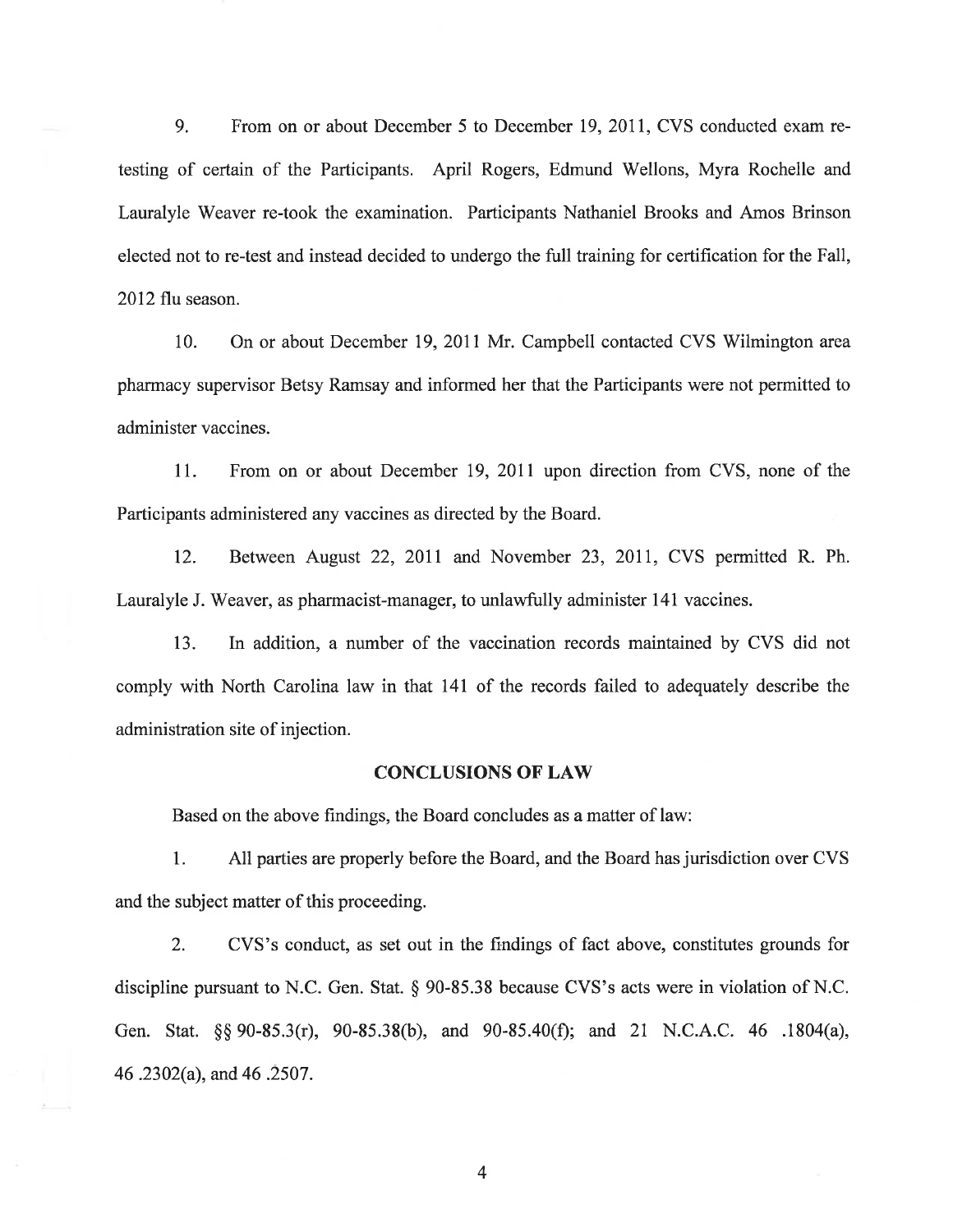9. From on or about December 5 to December 19, 2011, CVS conducted exam re-testing of certain of the Participants. April Rogers, Edmund Wellons, Myra Rochelle and Lauralyle Weaver re-took the examination. Participants Nathaniel Brooks and Amos Brinson elected not to re-test and instead decided to undergo the full training for certification for the Fall, 2012 flu season.

10. On or about December 19, 2011 Mr. Campbell contacted CVS Wilmington area pharmacy supervisor Betsy Ramsay and informed her that the Participants were not permitted to administer vaccines.

11. From on or about December 19, 2011 upon direction from CVS, none of the Participants administered any vaccines as directed by the Board.

12. Between August 22, 2011 and November 23, 2011, CVS permitted R. Ph. Lauralyle J. Weaver, as pharmacist-manager, to unlawfully administer 141 vaccines.

13. In addition, a number of the vaccination records maintained by CVS did not comply with North Carolina law in that 141 of the records failed to adequately describe the administration site of injection.

## CONCLUSIONS OF LAW

Based on the above findings, the Board concludes as a matter of law:

1. All parties are properly before the Board, and the Board has jurisdiction over CVS and the subject matter of this proceeding.

2. CVS's conduct, as set out in the findings of fact above, constitutes grounds for discipline pursuant to N.C. Gen. Stat. § 90-85.38 because CVS's acts were in violation of N.C. Gen. Stat. §§ 90-85.3(r), 90-85.38(b), and 90-85.40(f); and 21 N.C.A.C. 46 .1804(a), 46 .2302(a), and 46 .2507.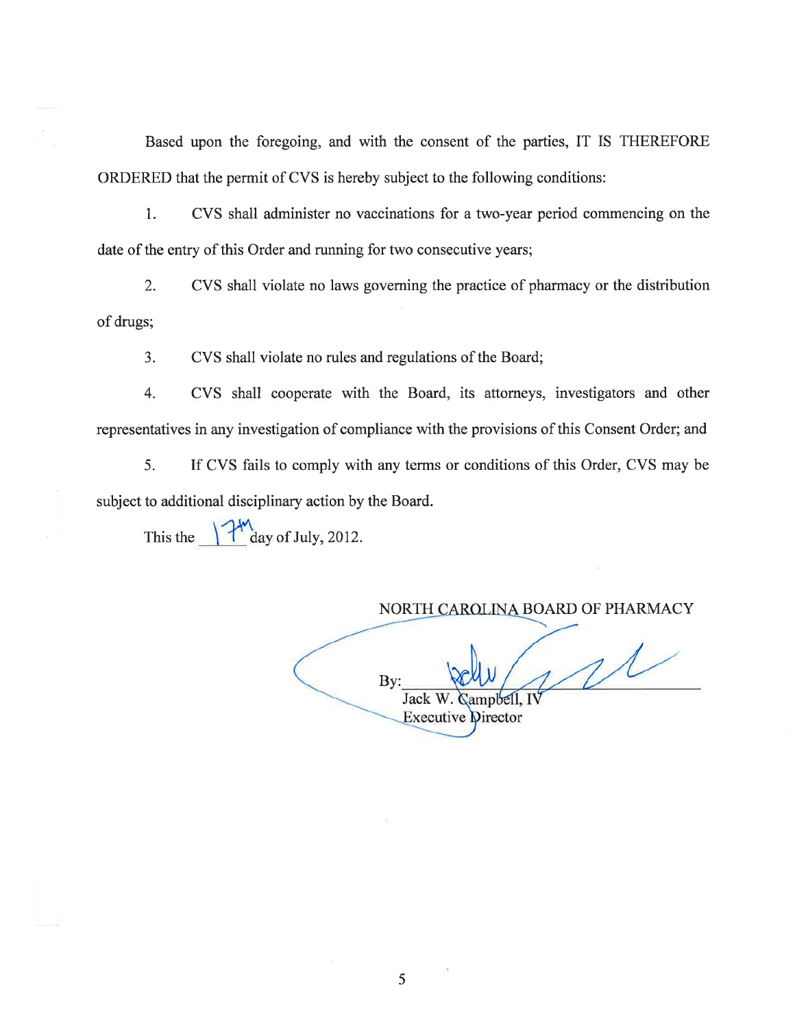Based upon the foregoing, and with the consent of the parties, IT IS THEREFORE ORDERED that the permit of CVS is hereby subject to the following conditions:

1. CVS shall administer no vaccinations for a two-year period commencing on the date of the entry of this Order and running for two consecutive years;

2. CVS shall violate no laws governing the practice of pharmacy or the distribution of drugs;

3. CVS shall violate no rules and regulations of the Board;

4. CVS shall cooperate with the Board, its attorneys, investigators and other representatives in any investigation of compliance with the provisions of this Consent Order; and

5. If CVS fails to comply with any terms or conditions of this Order, CVS may be subject to additional disciplinary action by the Board.

This the 17th day of July, 2012.

NORTH CAROLINA BOARD OF PHARMACY

By: ______________________
Jack W. Campbell, IV
Executive Director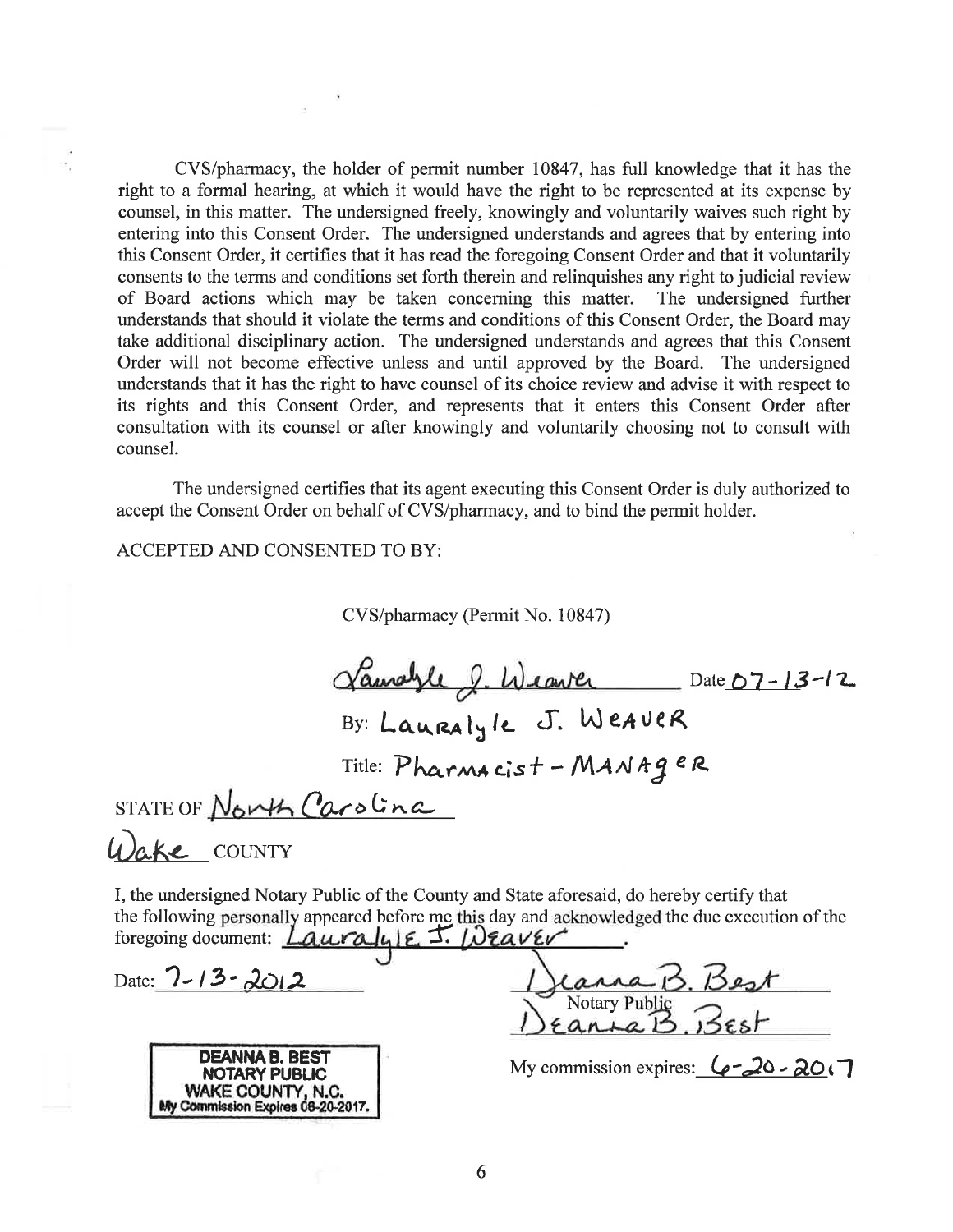CVS/pharmacy, the holder of permit number 10847, has full knowledge that it has the right to a formal hearing, at which it would have the right to be represented at its expense by counsel, in this matter. The undersigned freely, knowingly and voluntarily waives such right by entering into this Consent Order. The undersigned understands and agrees that by entering into this Consent Order, it certifies that it has read the foregoing Consent Order and that it voluntarily consents to the terms and conditions set forth therein and relinquishes any right to judicial review of Board actions which may be taken concerning this matter. The undersigned further understands that should it violate the terms and conditions of this Consent Order, the Board may take additional disciplinary action. The undersigned understands and agrees that this Consent Order will not become effective unless and until approved by the Board. The undersigned understands that it has the right to have counsel of its choice review and advise it with respect to its rights and this Consent Order, and represents that it enters this Consent Order after consultation with its counsel or after knowingly and voluntarily choosing not to consult with counsel.

The undersigned certifies that its agent executing this Consent Order is duly authorized to accept the Consent Order on behalf of CVS/pharmacy, and to bind the permit holder.

ACCEPTED AND CONSENTED TO BY:

CVS/pharmacy (Permit No. 10847)

Lauralyle J. Weaver Date 07-13-12

By: Lauralyle J. Weaver

Title: Pharmacist - Manager

STATE OF North Carolina

Wake COUNTY

I, the undersigned Notary Public of the County and State aforesaid, do hereby certify that the following personally appeared before me this day and acknowledged the due execution of the foregoing document: Lauralyle J. Weaver.

Date: 7-13-2012

Deanna B. Best
Notary Public
Deanna B. Best

My commission expires: 6-20-2017

DEANNA B. BEST
NOTARY PUBLIC
WAKE COUNTY, N.C.
My Commission Expires 06-20-2017.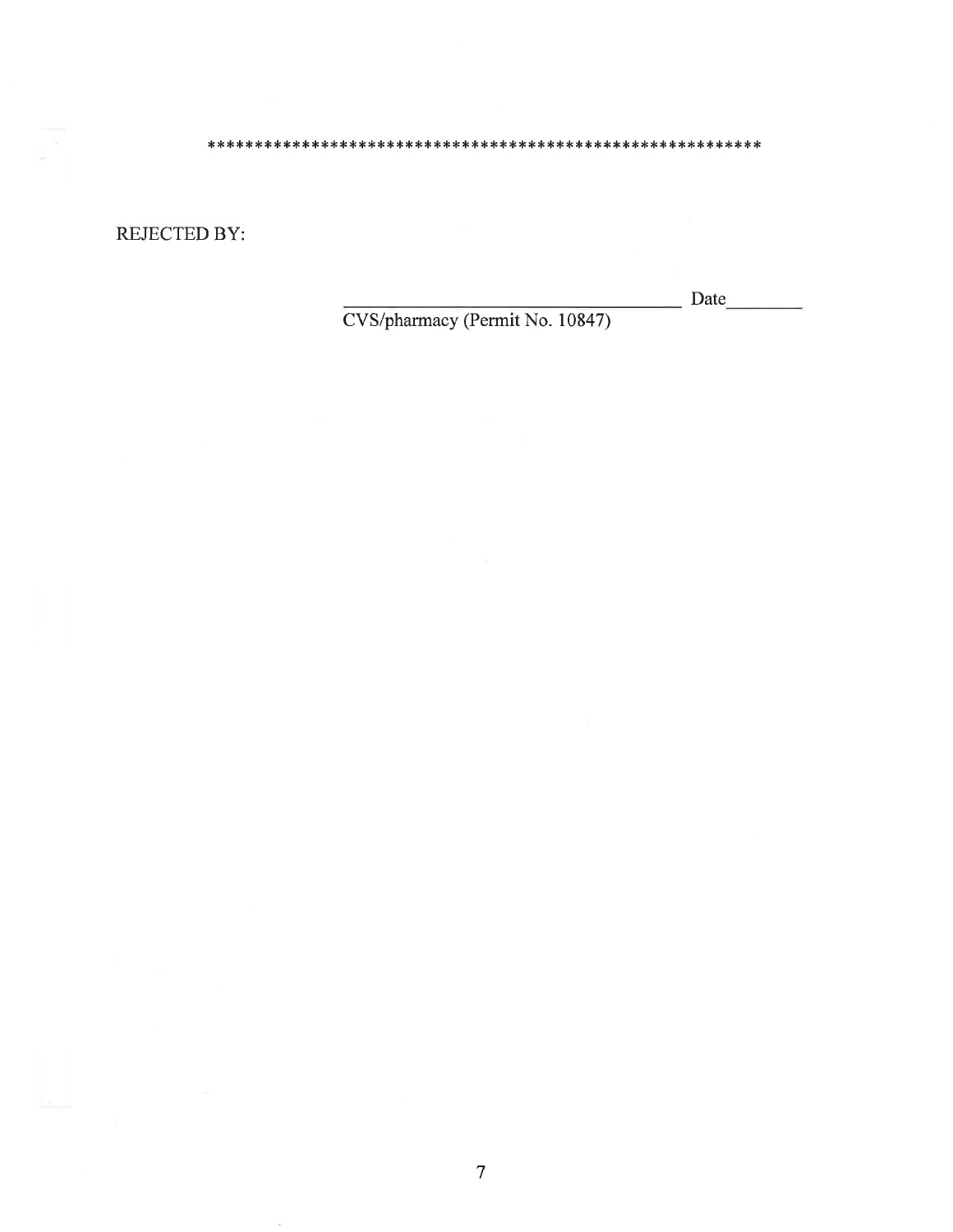************************************************************

REJECTED BY:

\_\_\_\_\_\_\_\_\_\_\_\_\_\_\_\_\_\_\_\_\_\_\_\_\_\_\_\_\_\_\_\_\_\_\_\_ Date\_\_\_\_\_\_\_\_

CVS/pharmacy (Permit No. 10847)